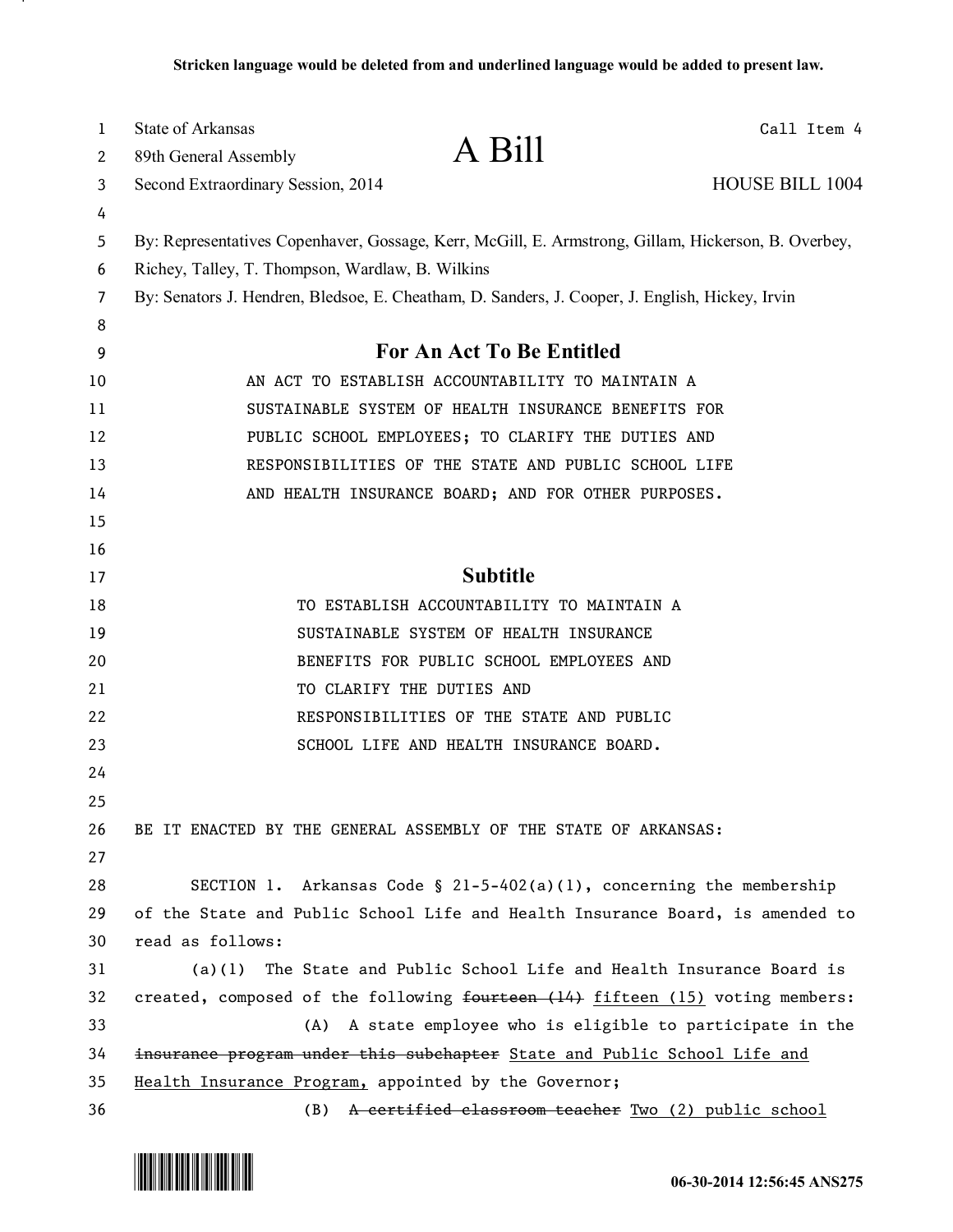Stricken language would be deleted from and underlined language would be added to present law.

State of Arkansas
89th General Assembly
Second Extraordinary Session, 2014

# A Bill

Call Item 4

HOUSE BILL 1004

By: Representatives Copenhaver, Gossage, Kerr, McGill, E. Armstrong, Gillam, Hickerson, B. Overbey, Richey, Talley, T. Thompson, Wardlaw, B. Wilkins

By: Senators J. Hendren, Bledsoe, E. Cheatham, D. Sanders, J. Cooper, J. English, Hickey, Irvin

## For An Act To Be Entitled

AN ACT TO ESTABLISH ACCOUNTABILITY TO MAINTAIN A SUSTAINABLE SYSTEM OF HEALTH INSURANCE BENEFITS FOR PUBLIC SCHOOL EMPLOYEES; TO CLARIFY THE DUTIES AND RESPONSIBILITIES OF THE STATE AND PUBLIC SCHOOL LIFE AND HEALTH INSURANCE BOARD; AND FOR OTHER PURPOSES.

## Subtitle

TO ESTABLISH ACCOUNTABILITY TO MAINTAIN A SUSTAINABLE SYSTEM OF HEALTH INSURANCE BENEFITS FOR PUBLIC SCHOOL EMPLOYEES AND TO CLARIFY THE DUTIES AND RESPONSIBILITIES OF THE STATE AND PUBLIC SCHOOL LIFE AND HEALTH INSURANCE BOARD.

BE IT ENACTED BY THE GENERAL ASSEMBLY OF THE STATE OF ARKANSAS:

SECTION 1. Arkansas Code § 21-5-402(a)(1), concerning the membership of the State and Public School Life and Health Insurance Board, is amended to read as follows:

(a)(1) The State and Public School Life and Health Insurance Board is created, composed of the following ~~fourteen (14)~~ <u>fifteen (15)</u> voting members:

(A) A state employee who is eligible to participate in the ~~insurance program under this subchapter~~ <u>State and Public School Life and Health Insurance Program,</u> appointed by the Governor;

(B) ~~A certified classroom teacher~~ <u>Two (2) public school</u>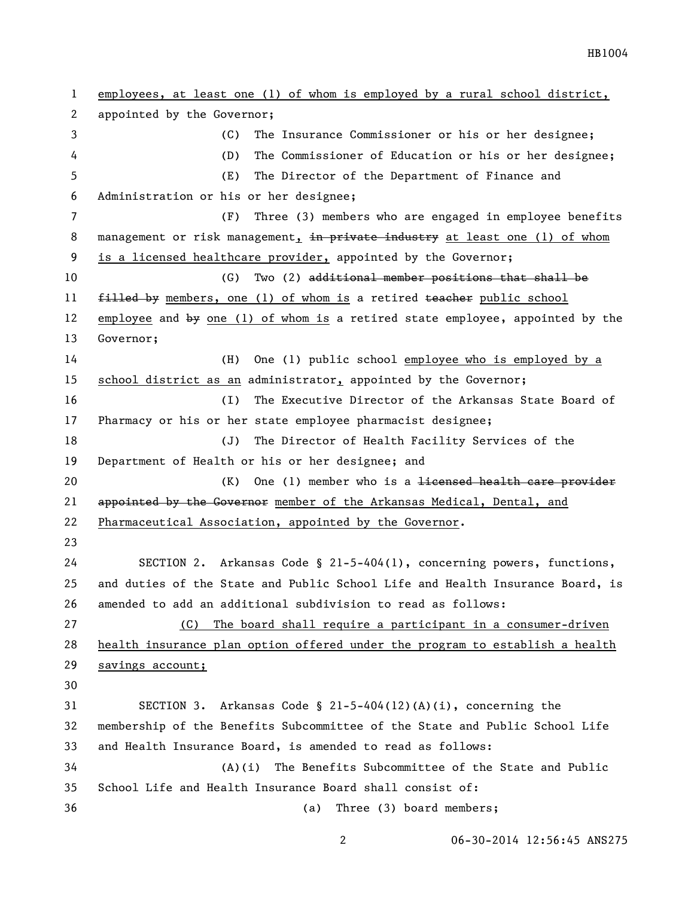employees, at least one (1) of whom is employed by a rural school district, appointed by the Governor;

(C) The Insurance Commissioner or his or her designee;

(D) The Commissioner of Education or his or her designee;

(E) The Director of the Department of Finance and Administration or his or her designee;

(F) Three (3) members who are engaged in employee benefits management or risk management, ~~in private industry~~ at least one (1) of whom is a licensed healthcare provider, appointed by the Governor;

(G) Two (2) ~~additional member positions that shall be filled by~~ members, one (1) of whom is a retired ~~teacher~~ public school employee and ~~by~~ one (1) of whom is a retired state employee, appointed by the Governor;

(H) One (1) public school employee who is employed by a school district as an administrator, appointed by the Governor;

(I) The Executive Director of the Arkansas State Board of Pharmacy or his or her state employee pharmacist designee;

(J) The Director of Health Facility Services of the Department of Health or his or her designee; and

(K) One (1) member who is a ~~licensed health care provider appointed by the Governor~~ member of the Arkansas Medical, Dental, and Pharmaceutical Association, appointed by the Governor.

SECTION 2. Arkansas Code § 21-5-404(1), concerning powers, functions, and duties of the State and Public School Life and Health Insurance Board, is amended to add an additional subdivision to read as follows:

(C) The board shall require a participant in a consumer-driven health insurance plan option offered under the program to establish a health savings account;

SECTION 3. Arkansas Code § 21-5-404(12)(A)(i), concerning the membership of the Benefits Subcommittee of the State and Public School Life and Health Insurance Board, is amended to read as follows:

(A)(i) The Benefits Subcommittee of the State and Public School Life and Health Insurance Board shall consist of:

(a) Three (3) board members;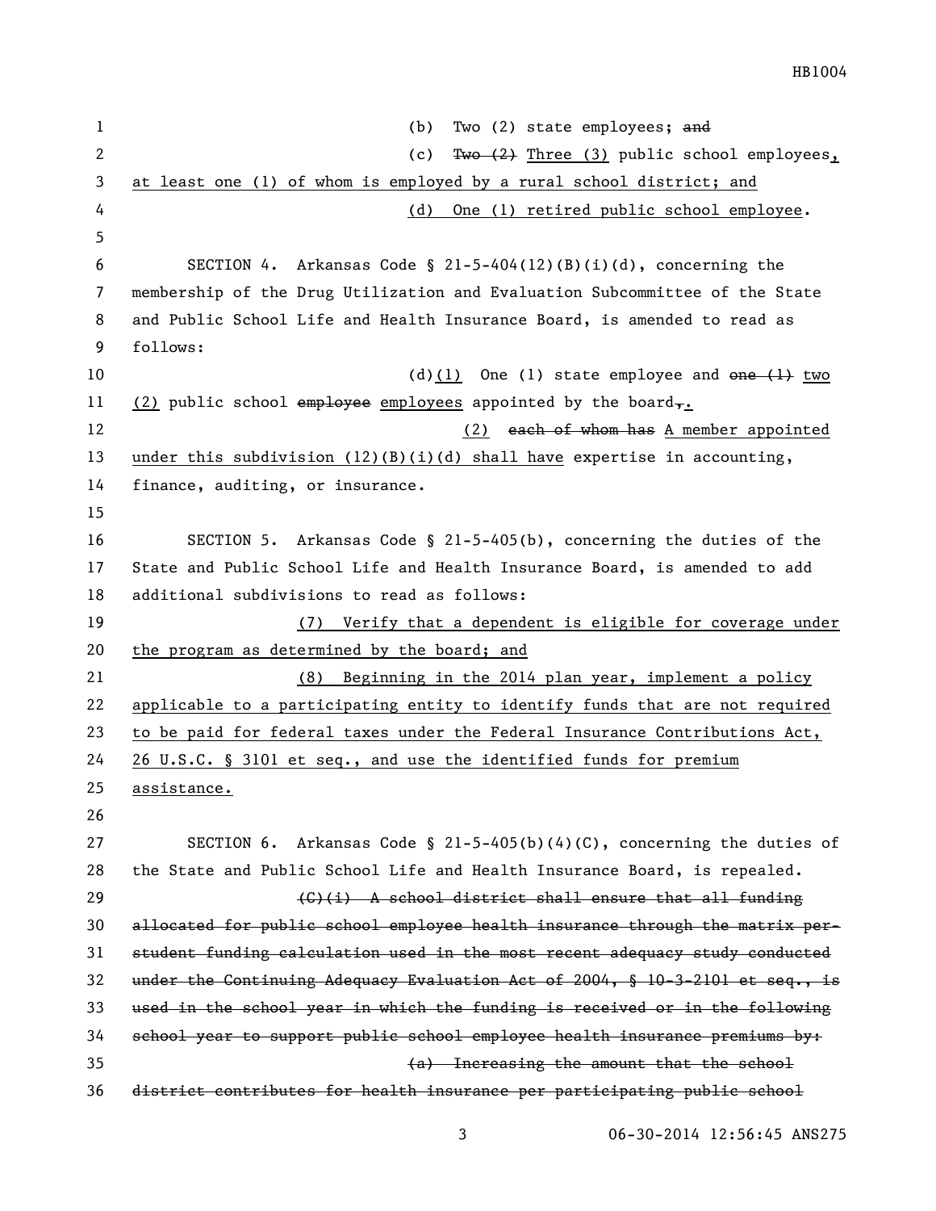(b) Two (2) state employees; ~~and~~

(c) ~~Two (2)~~ Three (3) public school employees, at least one (1) of whom is employed by a rural school district; and

(d) One (1) retired public school employee.

SECTION 4. Arkansas Code § 21-5-404(12)(B)(i)(d), concerning the membership of the Drug Utilization and Evaluation Subcommittee of the State and Public School Life and Health Insurance Board, is amended to read as follows:

(d)(1) One (1) state employee and ~~one (1)~~ two (2) public school ~~employee~~ employees appointed by the board~~,~~.

(2) ~~each of whom has~~ A member appointed under this subdivision (12)(B)(i)(d) shall have expertise in accounting, finance, auditing, or insurance.

SECTION 5. Arkansas Code § 21-5-405(b), concerning the duties of the State and Public School Life and Health Insurance Board, is amended to add additional subdivisions to read as follows:

(7) Verify that a dependent is eligible for coverage under the program as determined by the board; and

(8) Beginning in the 2014 plan year, implement a policy applicable to a participating entity to identify funds that are not required to be paid for federal taxes under the Federal Insurance Contributions Act, 26 U.S.C. § 3101 et seq., and use the identified funds for premium assistance.

SECTION 6. Arkansas Code § 21-5-405(b)(4)(C), concerning the duties of the State and Public School Life and Health Insurance Board, is repealed.

~~(C)(i) A school district shall ensure that all funding allocated for public school employee health insurance through the matrix per-student funding calculation used in the most recent adequacy study conducted under the Continuing Adequacy Evaluation Act of 2004, § 10-3-2101 et seq., is used in the school year in which the funding is received or in the following school year to support public school employee health insurance premiums by:~~

~~(a) Increasing the amount that the school district contributes for health insurance per participating public school~~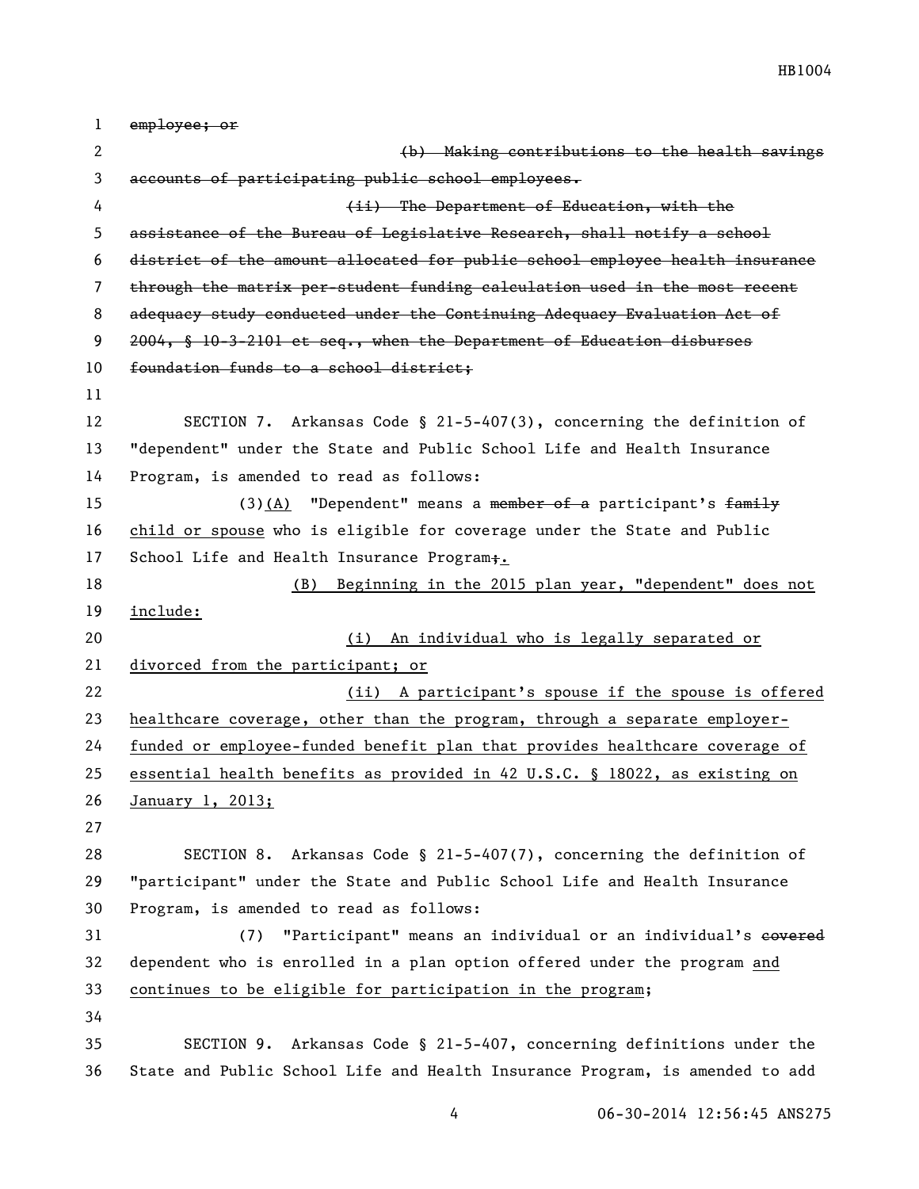~~employee; or~~

~~(b) Making contributions to the health savings accounts of participating public school employees.~~

~~(ii) The Department of Education, with the assistance of the Bureau of Legislative Research, shall notify a school district of the amount allocated for public school employee health insurance through the matrix per-student funding calculation used in the most recent adequacy study conducted under the Continuing Adequacy Evaluation Act of 2004, § 10-3-2101 et seq., when the Department of Education disburses foundation funds to a school district;~~

SECTION 7. Arkansas Code § 21-5-407(3), concerning the definition of "dependent" under the State and Public School Life and Health Insurance Program, is amended to read as follows:

(3)<u>(A)</u> "Dependent" means a ~~member of a~~ participant's ~~family~~ <u>child or spouse</u> who is eligible for coverage under the State and Public School Life and Health Insurance Program~~;~~<u>.</u>

<u>(B) Beginning in the 2015 plan year, "dependent" does not include:</u>

<u>(i) An individual who is legally separated or divorced from the participant; or</u>

<u>(ii) A participant's spouse if the spouse is offered healthcare coverage, other than the program, through a separate employer-funded or employee-funded benefit plan that provides healthcare coverage of essential health benefits as provided in 42 U.S.C. § 18022, as existing on January 1, 2013;</u>

SECTION 8. Arkansas Code § 21-5-407(7), concerning the definition of "participant" under the State and Public School Life and Health Insurance Program, is amended to read as follows:

(7) "Participant" means an individual or an individual's ~~covered~~ dependent who is enrolled in a plan option offered under the program <u>and continues to be eligible for participation in the program</u>;

SECTION 9. Arkansas Code § 21-5-407, concerning definitions under the State and Public School Life and Health Insurance Program, is amended to add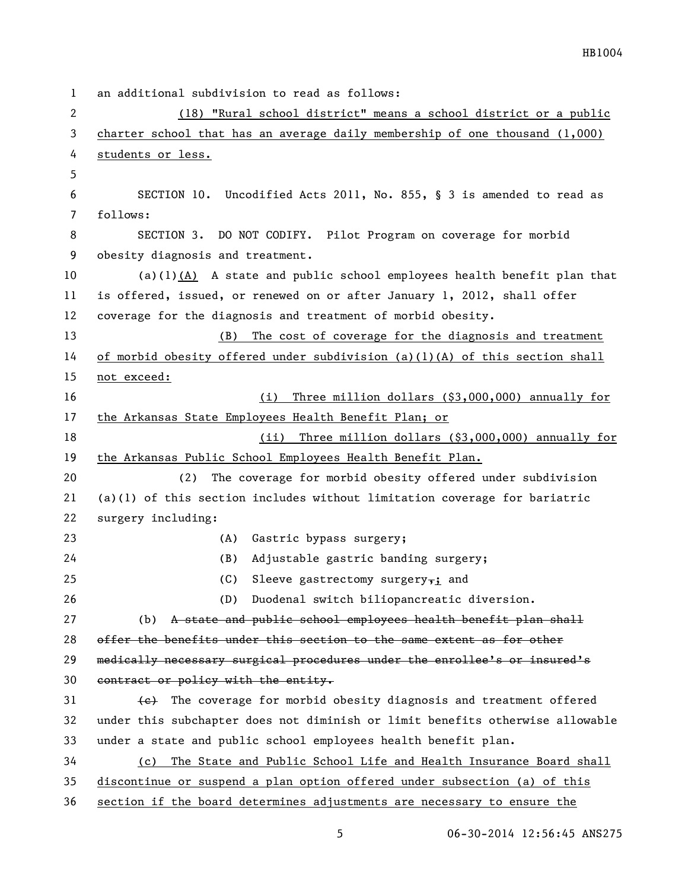an additional subdivision to read as follows:

(18) "Rural school district" means a school district or a public charter school that has an average daily membership of one thousand (1,000) students or less.

SECTION 10. Uncodified Acts 2011, No. 855, § 3 is amended to read as follows:

SECTION 3. DO NOT CODIFY. Pilot Program on coverage for morbid obesity diagnosis and treatment.

(a)(1)(A) A state and public school employees health benefit plan that is offered, issued, or renewed on or after January 1, 2012, shall offer coverage for the diagnosis and treatment of morbid obesity.

(B) The cost of coverage for the diagnosis and treatment of morbid obesity offered under subdivision (a)(1)(A) of this section shall not exceed:

(i) Three million dollars ($3,000,000) annually for the Arkansas State Employees Health Benefit Plan; or

(ii) Three million dollars ($3,000,000) annually for the Arkansas Public School Employees Health Benefit Plan.

(2) The coverage for morbid obesity offered under subdivision (a)(1) of this section includes without limitation coverage for bariatric surgery including:

(A) Gastric bypass surgery;

(B) Adjustable gastric banding surgery;

(C) Sleeve gastrectomy surgery,; and

(D) Duodenal switch biliopancreatic diversion.

(b) ~~A state and public school employees health benefit plan shall offer the benefits under this section to the same extent as for other medically necessary surgical procedures under the enrollee's or insured's contract or policy with the entity.~~

~~(c)~~ The coverage for morbid obesity diagnosis and treatment offered under this subchapter does not diminish or limit benefits otherwise allowable under a state and public school employees health benefit plan.

(c) The State and Public School Life and Health Insurance Board shall discontinue or suspend a plan option offered under subsection (a) of this section if the board determines adjustments are necessary to ensure the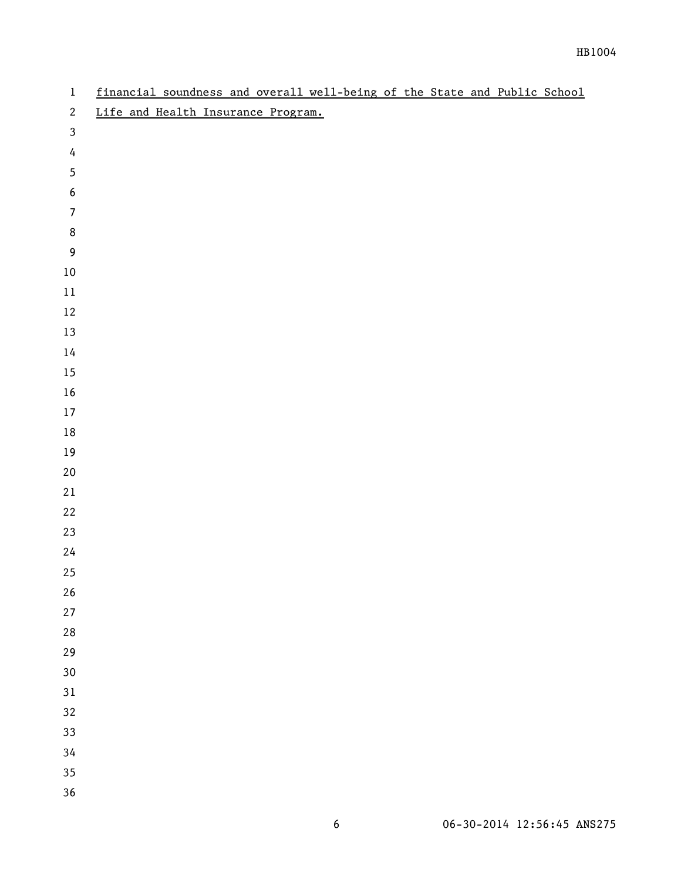financial soundness and overall well-being of the State and Public School Life and Health Insurance Program.